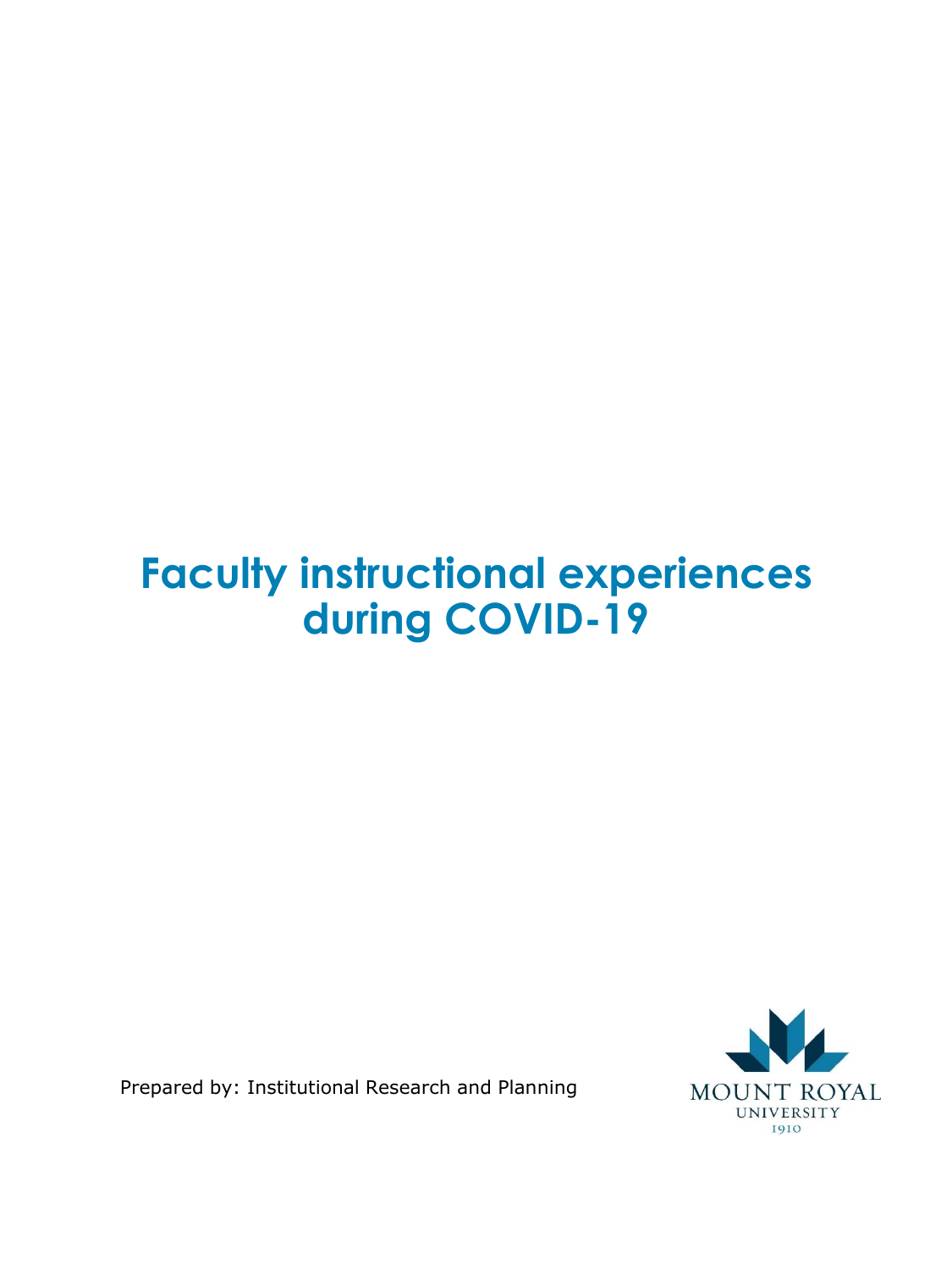# Faculty instructional experiences during COVID-19

Prepared by: Institutional Research and Planning

MOUNT ROYAL UNIVERSITY 1910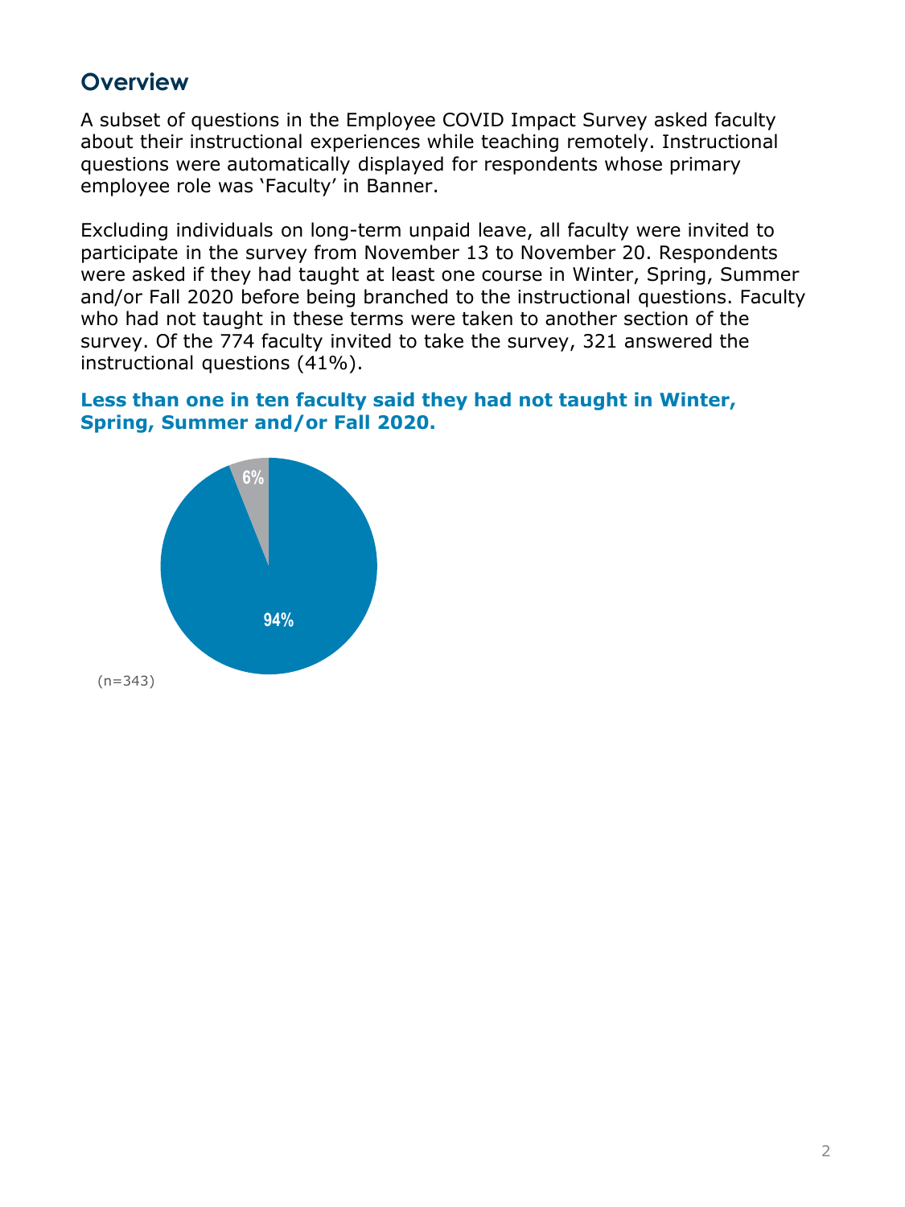## Overview

A subset of questions in the Employee COVID Impact Survey asked faculty about their instructional experiences while teaching remotely. Instructional questions were automatically displayed for respondents whose primary employee role was 'Faculty' in Banner.

Excluding individuals on long-term unpaid leave, all faculty were invited to participate in the survey from November 13 to November 20. Respondents were asked if they had taught at least one course in Winter, Spring, Summer and/or Fall 2020 before being branched to the instructional questions. Faculty who had not taught in these terms were taken to another section of the survey. Of the 774 faculty invited to take the survey, 321 answered the instructional questions (41%).

**Less than one in ten faculty said they had not taught in Winter, Spring, Summer and/or Fall 2020.**

6%

94%

(n=343)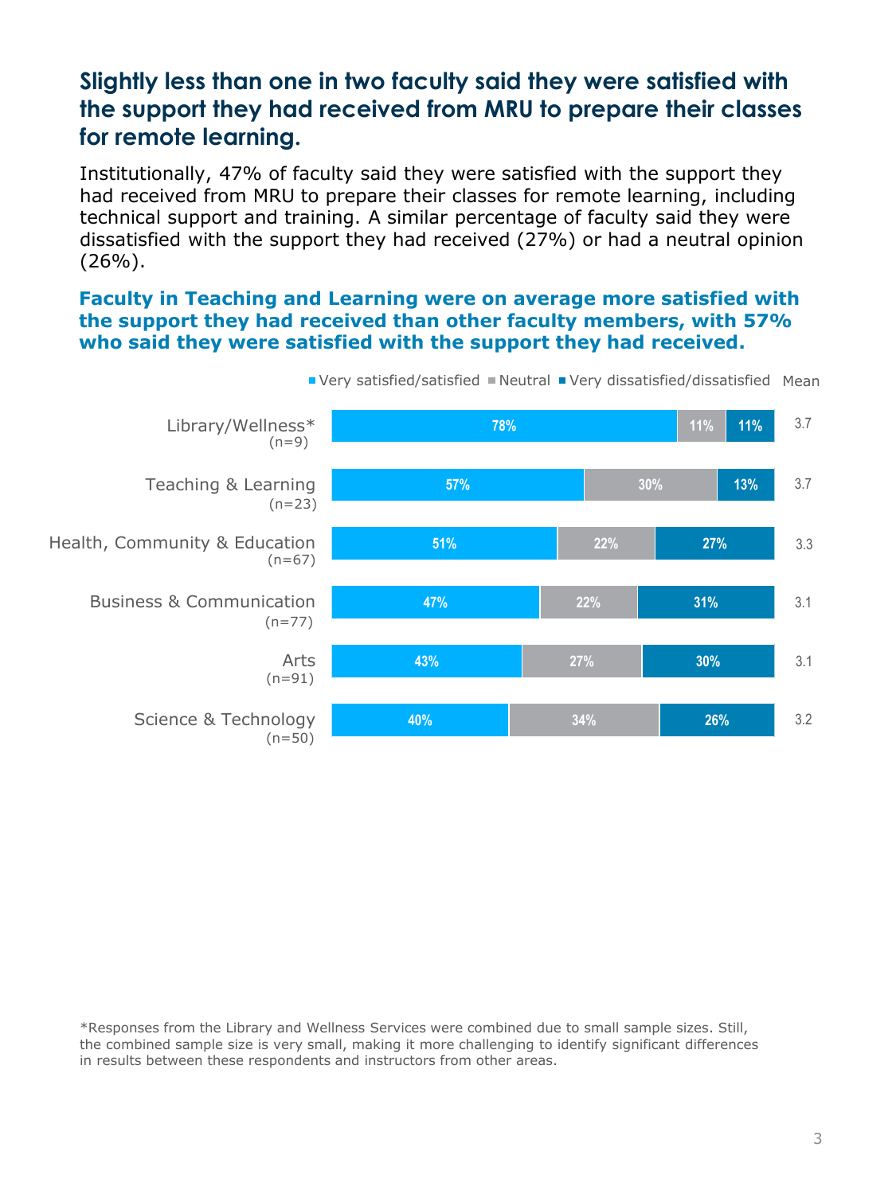## Slightly less than one in two faculty said they were satisfied with the support they had received from MRU to prepare their classes for remote learning.

Institutionally, 47% of faculty said they were satisfied with the support they had received from MRU to prepare their classes for remote learning, including technical support and training. A similar percentage of faculty said they were dissatisfied with the support they had received (27%) or had a neutral opinion (26%).

### Faculty in Teaching and Learning were on average more satisfied with the support they had received than other faculty members, with 57% who said they were satisfied with the support they had received.

Very satisfied/satisfied
Neutral
Very dissatisfied/dissatisfied
Mean

Library/Wellness* (n=9)
78%
11%
11%
3.7

Teaching & Learning (n=23)
57%
30%
13%
3.7

Health, Community & Education (n=67)
51%
22%
27%
3.3

Business & Communication (n=77)
47%
22%
31%
3.1

Arts (n=91)
43%
27%
30%
3.1

Science & Technology (n=50)
40%
34%
26%
3.2

*Responses from the Library and Wellness Services were combined due to small sample sizes. Still, the combined sample size is very small, making it more challenging to identify significant differences in results between these respondents and instructors from other areas.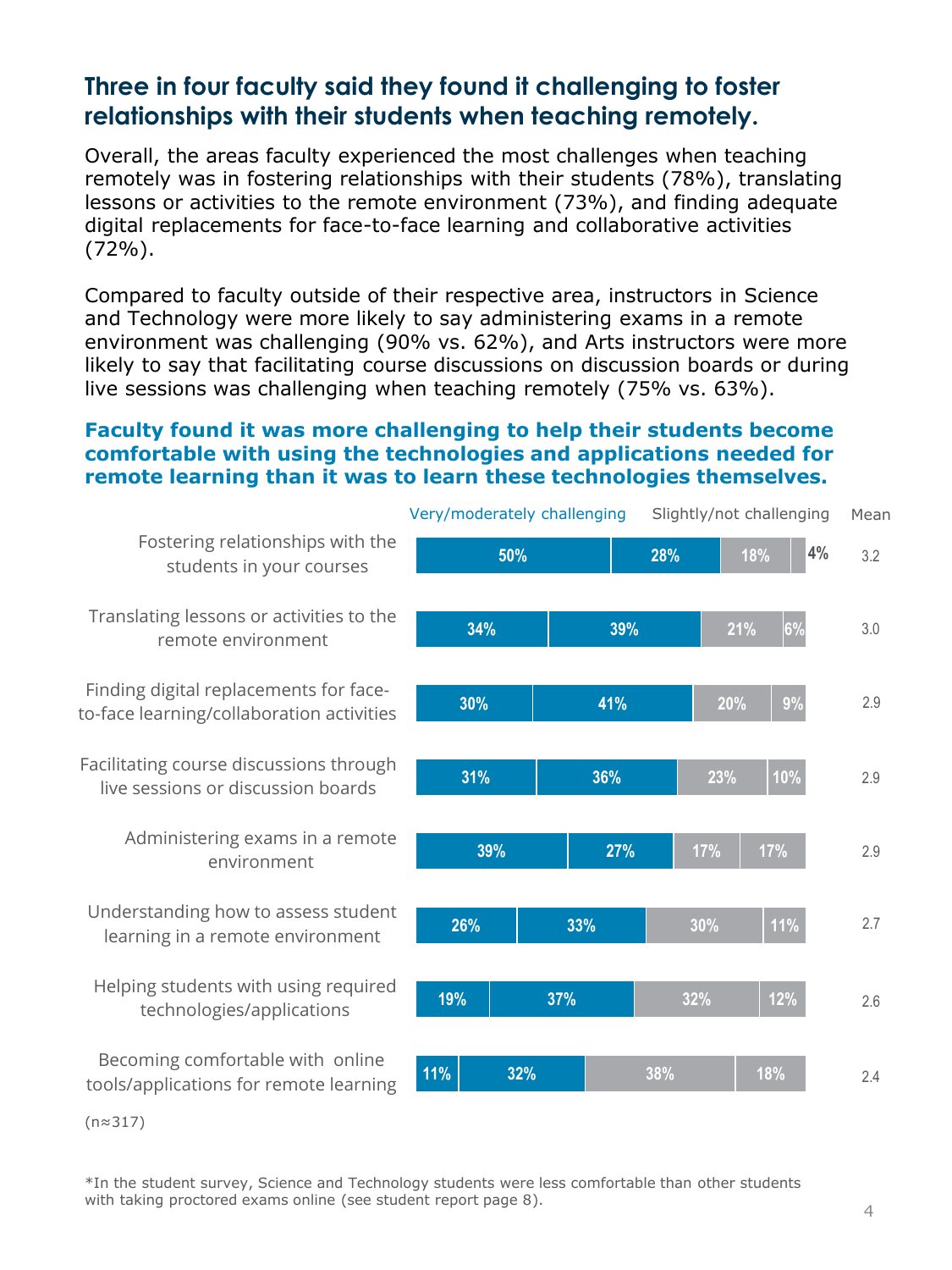## Three in four faculty said they found it challenging to foster relationships with their students when teaching remotely.

Overall, the areas faculty experienced the most challenges when teaching remotely was in fostering relationships with their students (78%), translating lessons or activities to the remote environment (73%), and finding adequate digital replacements for face-to-face learning and collaborative activities (72%).

Compared to faculty outside of their respective area, instructors in Science and Technology were more likely to say administering exams in a remote environment was challenging (90% vs. 62%), and Arts instructors were more likely to say that facilitating course discussions on discussion boards or during live sessions was challenging when teaching remotely (75% vs. 63%).

### Faculty found it was more challenging to help their students become comfortable with using the technologies and applications needed for remote learning than it was to learn these technologies themselves.

Very/moderately challenging
Slightly/not challenging
Mean

Fostering relationships with the students in your courses
50% 28% 18% 4% 3.2

Translating lessons or activities to the remote environment
34% 39% 21% 6% 3.0

Finding digital replacements for face-to-face learning/collaboration activities
30% 41% 20% 9% 2.9

Facilitating course discussions through live sessions or discussion boards
31% 36% 23% 10% 2.9

Administering exams in a remote environment
39% 27% 17% 17% 2.9

Understanding how to assess student learning in a remote environment
26% 33% 30% 11% 2.7

Helping students with using required technologies/applications
19% 37% 32% 12% 2.6

Becoming comfortable with online tools/applications for remote learning
11% 32% 38% 18% 2.4

(n≈317)

*In the student survey, Science and Technology students were less comfortable than other students with taking proctored exams online (see student report page 8).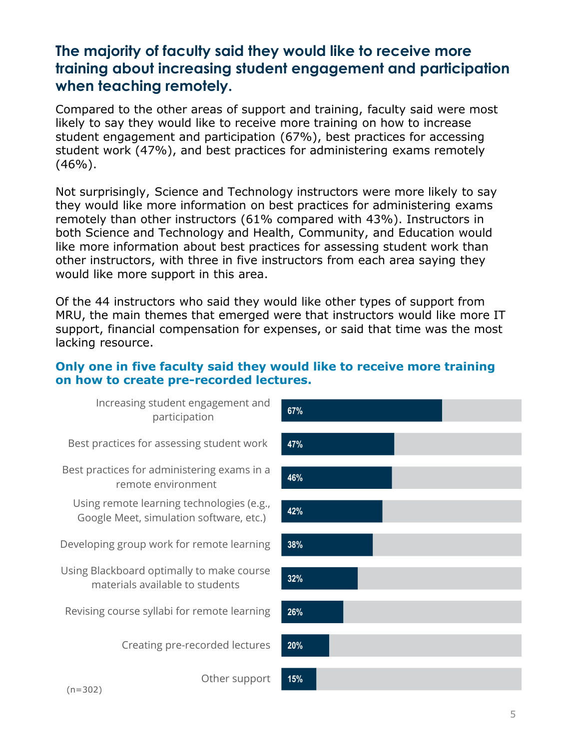## The majority of faculty said they would like to receive more training about increasing student engagement and participation when teaching remotely.

Compared to the other areas of support and training, faculty said were most likely to say they would like to receive more training on how to increase student engagement and participation (67%), best practices for accessing student work (47%), and best practices for administering exams remotely (46%).

Not surprisingly, Science and Technology instructors were more likely to say they would like more information on best practices for administering exams remotely than other instructors (61% compared with 43%). Instructors in both Science and Technology and Health, Community, and Education would like more information about best practices for assessing student work than other instructors, with three in five instructors from each area saying they would like more support in this area.

Of the 44 instructors who said they would like other types of support from MRU, the main themes that emerged were that instructors would like more IT support, financial compensation for expenses, or said that time was the most lacking resource.

### Only one in five faculty said they would like to receive more training on how to create pre-recorded lectures.

Increasing student engagement and participation 67%

Best practices for assessing student work 47%

Best practices for administering exams in a remote environment 46%

Using remote learning technologies (e.g., Google Meet, simulation software, etc.) 42%

Developing group work for remote learning 38%

Using Blackboard optimally to make course materials available to students 32%

Revising course syllabi for remote learning 26%

Creating pre-recorded lectures 20%

Other support 15%

(n=302)